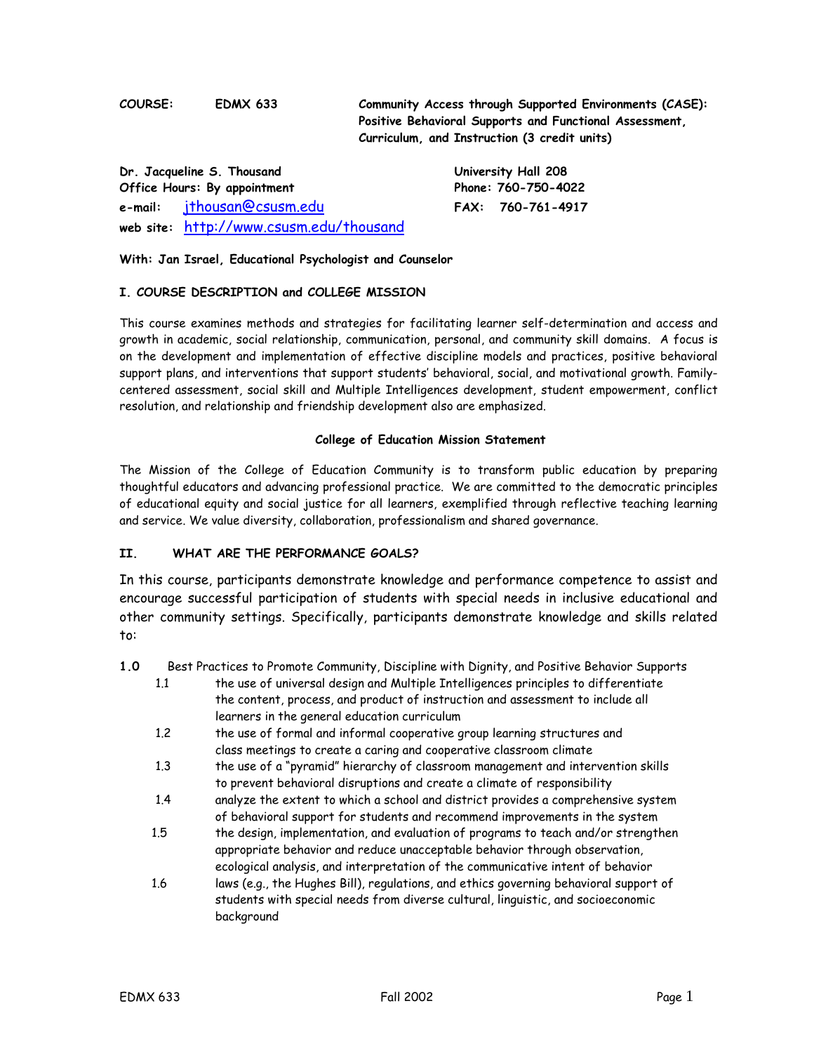**COURSE:** **EDMX 633** **Community Access through Supported Environments (CASE): Positive Behavioral Supports and Functional Assessment, Curriculum, and Instruction (3 credit units)**

**Dr. Jacqueline S. Thousand**
**Office Hours: By appointment**
**e-mail:** jthousan@csusm.edu
**web site:** http://www.csusm.edu/thousand

**University Hall 208**
**Phone: 760-750-4022**
**FAX: 760-761-4917**

**With: Jan Israel, Educational Psychologist and Counselor**

## I. COURSE DESCRIPTION and COLLEGE MISSION

This course examines methods and strategies for facilitating learner self-determination and access and growth in academic, social relationship, communication, personal, and community skill domains. A focus is on the development and implementation of effective discipline models and practices, positive behavioral support plans, and interventions that support students' behavioral, social, and motivational growth. Family-centered assessment, social skill and Multiple Intelligences development, student empowerment, conflict resolution, and relationship and friendship development also are emphasized.

### College of Education Mission Statement

The Mission of the College of Education Community is to transform public education by preparing thoughtful educators and advancing professional practice. We are committed to the democratic principles of educational equity and social justice for all learners, exemplified through reflective teaching learning and service. We value diversity, collaboration, professionalism and shared governance.

## II. WHAT ARE THE PERFORMANCE GOALS?

In this course, participants demonstrate knowledge and performance competence to assist and encourage successful participation of students with special needs in inclusive educational and other community settings. Specifically, participants demonstrate knowledge and skills related to:

**1.0** Best Practices to Promote Community, Discipline with Dignity, and Positive Behavior Supports

- 1.1 the use of universal design and Multiple Intelligences principles to differentiate the content, process, and product of instruction and assessment to include all learners in the general education curriculum
- 1.2 the use of formal and informal cooperative group learning structures and class meetings to create a caring and cooperative classroom climate
- 1.3 the use of a "pyramid" hierarchy of classroom management and intervention skills to prevent behavioral disruptions and create a climate of responsibility
- 1.4 analyze the extent to which a school and district provides a comprehensive system of behavioral support for students and recommend improvements in the system
- 1.5 the design, implementation, and evaluation of programs to teach and/or strengthen appropriate behavior and reduce unacceptable behavior through observation, ecological analysis, and interpretation of the communicative intent of behavior
- 1.6 laws (e.g., the Hughes Bill), regulations, and ethics governing behavioral support of students with special needs from diverse cultural, linguistic, and socioeconomic background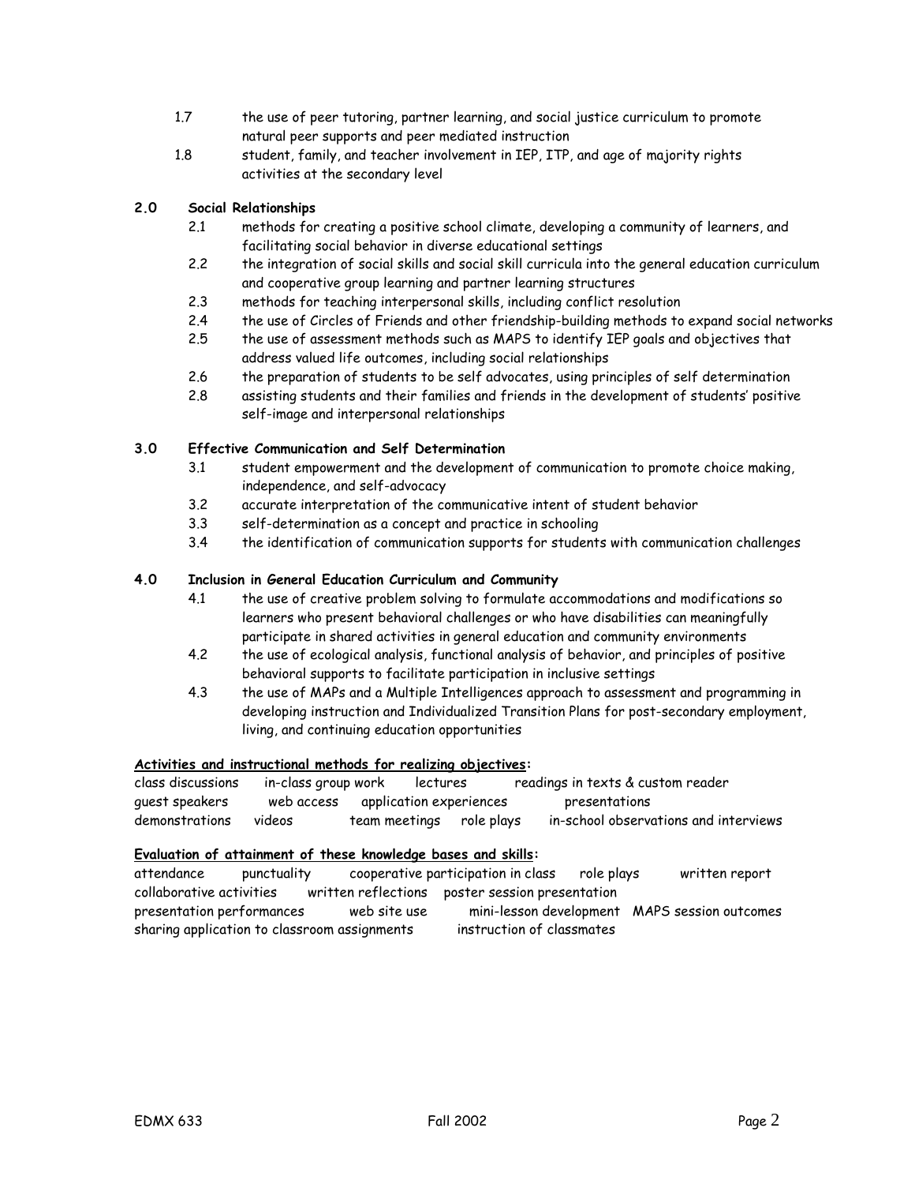1.7 the use of peer tutoring, partner learning, and social justice curriculum to promote natural peer supports and peer mediated instruction

1.8 student, family, and teacher involvement in IEP, ITP, and age of majority rights activities at the secondary level

**2.0 Social Relationships**

2.1 methods for creating a positive school climate, developing a community of learners, and facilitating social behavior in diverse educational settings

2.2 the integration of social skills and social skill curricula into the general education curriculum and cooperative group learning and partner learning structures

2.3 methods for teaching interpersonal skills, including conflict resolution

2.4 the use of Circles of Friends and other friendship-building methods to expand social networks

2.5 the use of assessment methods such as MAPS to identify IEP goals and objectives that address valued life outcomes, including social relationships

2.6 the preparation of students to be self advocates, using principles of self determination

2.8 assisting students and their families and friends in the development of students' positive self-image and interpersonal relationships

**3.0 Effective Communication and Self Determination**

3.1 student empowerment and the development of communication to promote choice making, independence, and self-advocacy

3.2 accurate interpretation of the communicative intent of student behavior

3.3 self-determination as a concept and practice in schooling

3.4 the identification of communication supports for students with communication challenges

**4.0 Inclusion in General Education Curriculum and Community**

4.1 the use of creative problem solving to formulate accommodations and modifications so learners who present behavioral challenges or who have disabilities can meaningfully participate in shared activities in general education and community environments

4.2 the use of ecological analysis, functional analysis of behavior, and principles of positive behavioral supports to facilitate participation in inclusive settings

4.3 the use of MAPs and a Multiple Intelligences approach to assessment and programming in developing instruction and Individualized Transition Plans for post-secondary employment, living, and continuing education opportunities

**Activities and instructional methods for realizing objectives:**

class discussions   in-class group work   lectures   readings in texts & custom reader
guest speakers   web access   application experiences   presentations
demonstrations   videos   team meetings   role plays   in-school observations and interviews

**Evaluation of attainment of these knowledge bases and skills:**

attendance   punctuality   cooperative participation in class   role plays   written report
collaborative activities   written reflections   poster session presentation
presentation performances   web site use   mini-lesson development   MAPS session outcomes
sharing application to classroom assignments   instruction of classmates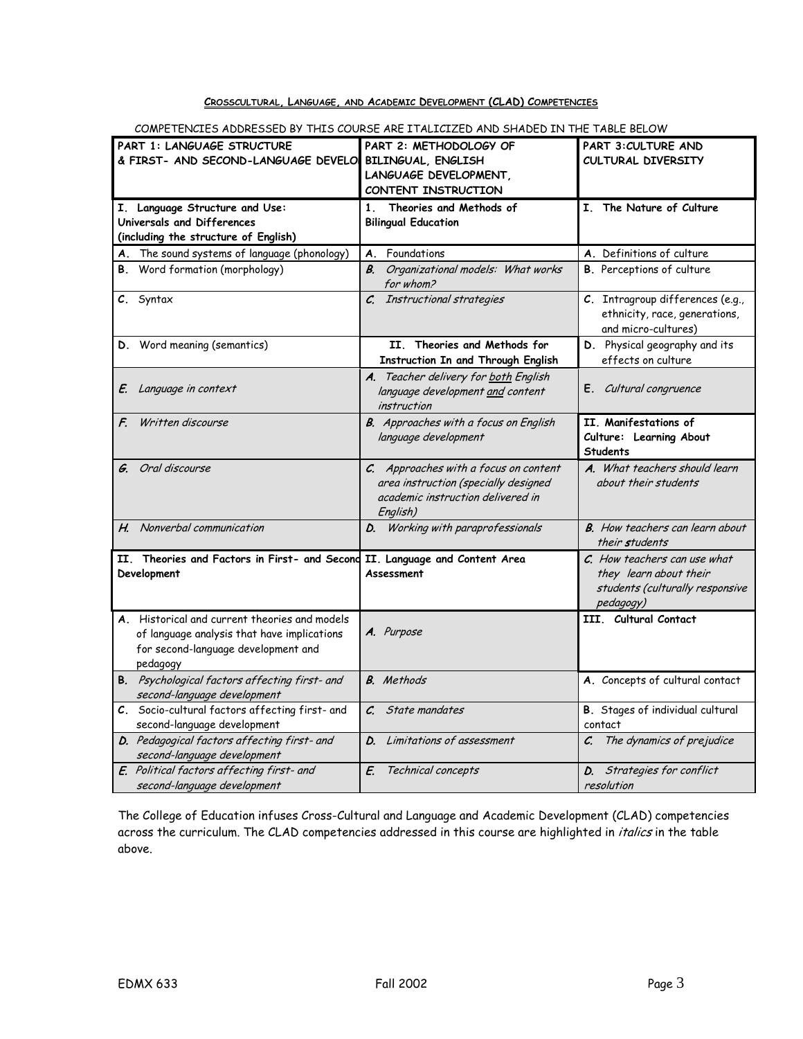## **CROSSCULTURAL, LANGUAGE, AND ACADEMIC DEVELOPMENT (CLAD) COMPETENCIES**

COMPETENCIES ADDRESSED BY THIS COURSE ARE ITALICIZED AND SHADED IN THE TABLE BELOW

| **PART 1: LANGUAGE STRUCTURE & FIRST- AND SECOND-LANGUAGE DEVELOPMENT** | **PART 2: METHODOLOGY OF BILINGUAL, ENGLISH LANGUAGE DEVELOPMENT, CONTENT INSTRUCTION** | **PART 3: CULTURE AND CULTURAL DIVERSITY** |
|---|---|---|
| **I. Language Structure and Use: Universals and Differences (including the structure of English)** | **1. Theories and Methods of Bilingual Education** | **I. The Nature of Culture** |
| **A.** The sound systems of language (phonology) | **A.** Foundations | **A.** Definitions of culture |
| **B.** Word formation (morphology) | ***B.*** *Organizational models: What works for whom?* | **B.** Perceptions of culture |
| **C.** Syntax | ***C.*** *Instructional strategies* | **C.** Intragroup differences (e.g., ethnicity, race, generations, and micro-cultures) |
| **D.** Word meaning (semantics) | **II. Theories and Methods for Instruction In and Through English** | **D.** Physical geography and its effects on culture |
| ***E.*** *Language in context* | ***A.*** *Teacher delivery for both English language development and content instruction* | **E.** *Cultural congruence* |
| ***F.*** *Written discourse* | ***B.*** *Approaches with a focus on English language development* | **II. Manifestations of Culture: Learning About Students** |
| ***G.*** *Oral discourse* | ***C.*** *Approaches with a focus on content area instruction (specially designed academic instruction delivered in English)* | ***A.*** *What teachers should learn about their students* |
| ***H.*** *Nonverbal communication* | ***D.*** *Working with paraprofessionals* | ***B.*** *How teachers can learn about their students* |
| **II. Theories and Factors in First- and Second-Language Development** | **II. Language and Content Area Assessment** | ***C.*** *How teachers can use what they learn about their students (culturally responsive pedagogy)* |
| **A.** Historical and current theories and models of language analysis that have implications for second-language development and pedagogy | ***A.*** *Purpose* | **III. Cultural Contact** |
| **B.** *Psychological factors affecting first- and second-language development* | ***B.*** *Methods* | **A.** Concepts of cultural contact |
| **C.** Socio-cultural factors affecting first- and second-language development | ***C.*** *State mandates* | **B.** Stages of individual cultural contact |
| ***D.*** *Pedagogical factors affecting first- and second-language development* | ***D.*** *Limitations of assessment* | ***C.*** *The dynamics of prejudice* |
| ***E.*** *Political factors affecting first- and second-language development* | ***E.*** *Technical concepts* | ***D.*** *Strategies for conflict resolution* |

The College of Education infuses Cross-Cultural and Language and Academic Development (CLAD) competencies across the curriculum. The CLAD competencies addressed in this course are highlighted in *italics* in the table above.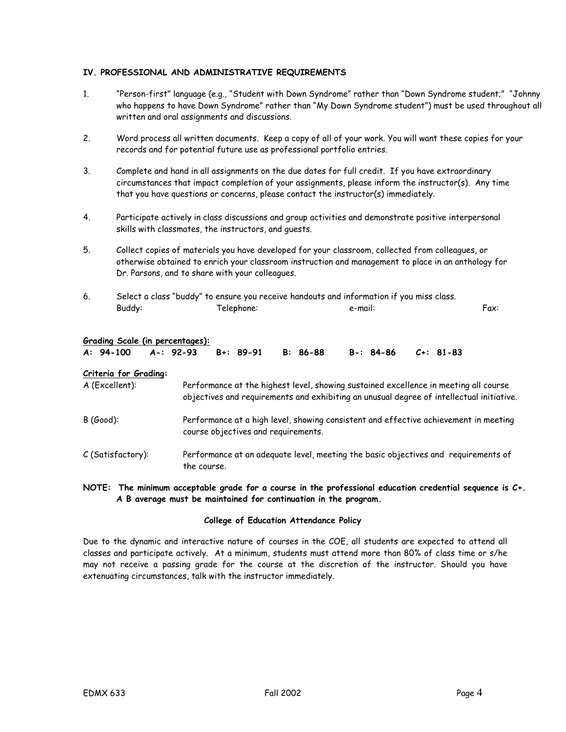### IV. PROFESSIONAL AND ADMINISTRATIVE REQUIREMENTS

1. "Person-first" language (e.g., "Student with Down Syndrome" rather than "Down Syndrome student;" "Johnny who happens to have Down Syndrome" rather than "My Down Syndrome student") must be used throughout all written and oral assignments and discussions.

2. Word process all written documents. Keep a copy of all of your work. You will want these copies for your records and for potential future use as professional portfolio entries.

3. Complete and hand in all assignments on the due dates for full credit. If you have extraordinary circumstances that impact completion of your assignments, please inform the instructor(s). Any time that you have questions or concerns, please contact the instructor(s) immediately.

4. Participate actively in class discussions and group activities and demonstrate positive interpersonal skills with classmates, the instructors, and guests.

5. Collect copies of materials you have developed for your classroom, collected from colleagues, or otherwise obtained to enrich your classroom instruction and management to place in an anthology for Dr. Parsons, and to share with your colleagues.

6. Select a class "buddy" to ensure you receive handouts and information if you miss class.
   Buddy: Telephone: e-mail: Fax:

**Grading Scale (in percentages):**

**A: 94-100 A-: 92-93 B+: 89-91 B: 86-88 B-: 84-86 C+: 81-83**

**Criteria for Grading:**

A (Excellent): Performance at the highest level, showing sustained excellence in meeting all course objectives and requirements and exhibiting an unusual degree of intellectual initiative.

B (Good): Performance at a high level, showing consistent and effective achievement in meeting course objectives and requirements.

C (Satisfactory): Performance at an adequate level, meeting the basic objectives and requirements of the course.

**NOTE: The minimum acceptable grade for a course in the professional education credential sequence is C+. A B average must be maintained for continuation in the program.**

**College of Education Attendance Policy**

Due to the dynamic and interactive nature of courses in the COE, all students are expected to attend all classes and participate actively. At a minimum, students must attend more than 80% of class time or s/he may not receive a passing grade for the course at the discretion of the instructor. Should you have extenuating circumstances, talk with the instructor immediately.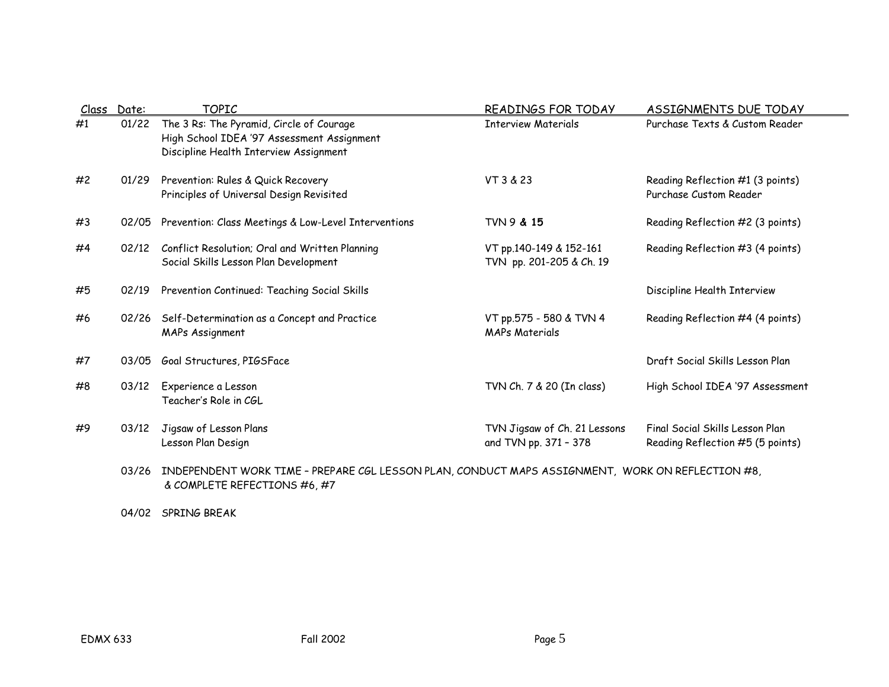| Class | Date: | TOPIC | READINGS FOR TODAY | ASSIGNMENTS DUE TODAY |
| --- | --- | --- | --- | --- |
| #1 | 01/22 | The 3 Rs: The Pyramid, Circle of Courage<br>High School IDEA '97 Assessment Assignment<br>Discipline Health Interview Assignment | Interview Materials | Purchase Texts & Custom Reader |
| #2 | 01/29 | Prevention: Rules & Quick Recovery<br>Principles of Universal Design Revisited | VT 3 & 23 | Reading Reflection #1 (3 points)<br>Purchase Custom Reader |
| #3 | 02/05 | Prevention: Class Meetings & Low-Level Interventions | TVN 9 **& 15** | Reading Reflection #2 (3 points) |
| #4 | 02/12 | Conflict Resolution; Oral and Written Planning<br>Social Skills Lesson Plan Development | VT pp.140-149 & 152-161<br>TVN pp. 201-205 & Ch. 19 | Reading Reflection #3 (4 points) |
| #5 | 02/19 | Prevention Continued: Teaching Social Skills | | Discipline Health Interview |
| #6 | 02/26 | Self-Determination as a Concept and Practice<br>MAPs Assignment | VT pp.575 - 580 & TVN 4<br>MAPs Materials | Reading Reflection #4 (4 points) |
| #7 | 03/05 | Goal Structures, PIGSFace | | Draft Social Skills Lesson Plan |
| #8 | 03/12 | Experience a Lesson<br>Teacher's Role in CGL | TVN Ch. 7 & 20 (In class) | High School IDEA '97 Assessment |
| #9 | 03/12 | Jigsaw of Lesson Plans<br>Lesson Plan Design | TVN Jigsaw of Ch. 21 Lessons<br>and TVN pp. 371 – 378 | Final Social Skills Lesson Plan<br>Reading Reflection #5 (5 points) |
| | 03/26 | INDEPENDENT WORK TIME – PREPARE CGL LESSON PLAN, CONDUCT MAPS ASSIGNMENT, WORK ON REFLECTION #8, & COMPLETE REFECTIONS #6, #7 | | |
| | 04/02 | SPRING BREAK | | |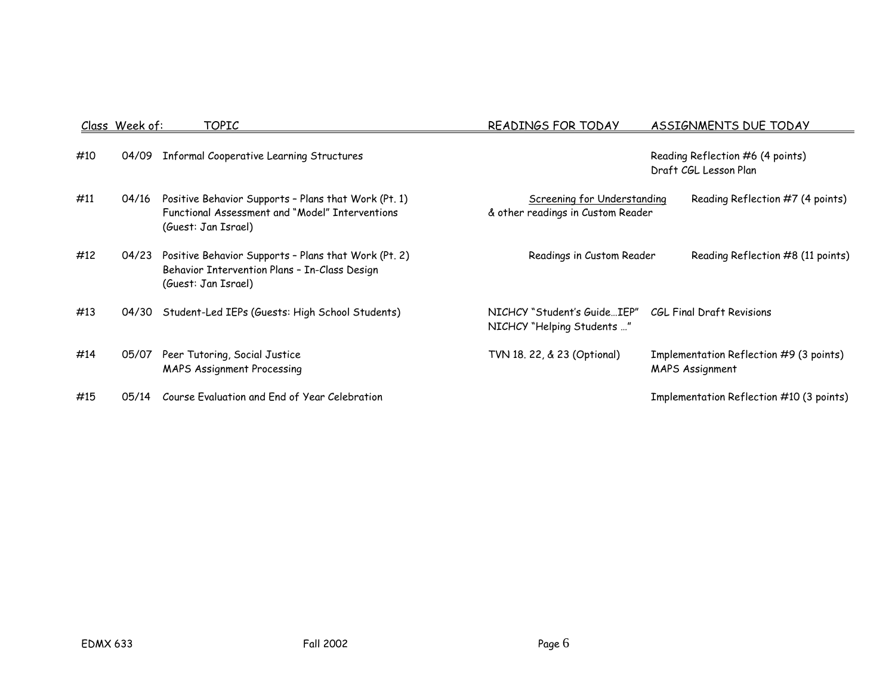| Class | Week of: | TOPIC | READINGS FOR TODAY | ASSIGNMENTS DUE TODAY |
|---|---|---|---|---|
| #10 | 04/09 | Informal Cooperative Learning Structures | | Reading Reflection #6 (4 points)<br>Draft CGL Lesson Plan |
| #11 | 04/16 | Positive Behavior Supports – Plans that Work (Pt. 1)<br>Functional Assessment and "Model" Interventions<br>(Guest: Jan Israel) | Screening for Understanding<br>& other readings in Custom Reader | Reading Reflection #7 (4 points) |
| #12 | 04/23 | Positive Behavior Supports – Plans that Work (Pt. 2)<br>Behavior Intervention Plans – In-Class Design<br>(Guest: Jan Israel) | Readings in Custom Reader | Reading Reflection #8 (11 points) |
| #13 | 04/30 | Student-Led IEPs (Guests: High School Students) | NICHCY "Student's Guide…IEP"<br>NICHCY "Helping Students …" | CGL Final Draft Revisions |
| #14 | 05/07 | Peer Tutoring, Social Justice<br>MAPS Assignment Processing | TVN 18. 22, & 23 (Optional) | Implementation Reflection #9 (3 points)<br>MAPS Assignment |
| #15 | 05/14 | Course Evaluation and End of Year Celebration | | Implementation Reflection #10 (3 points) |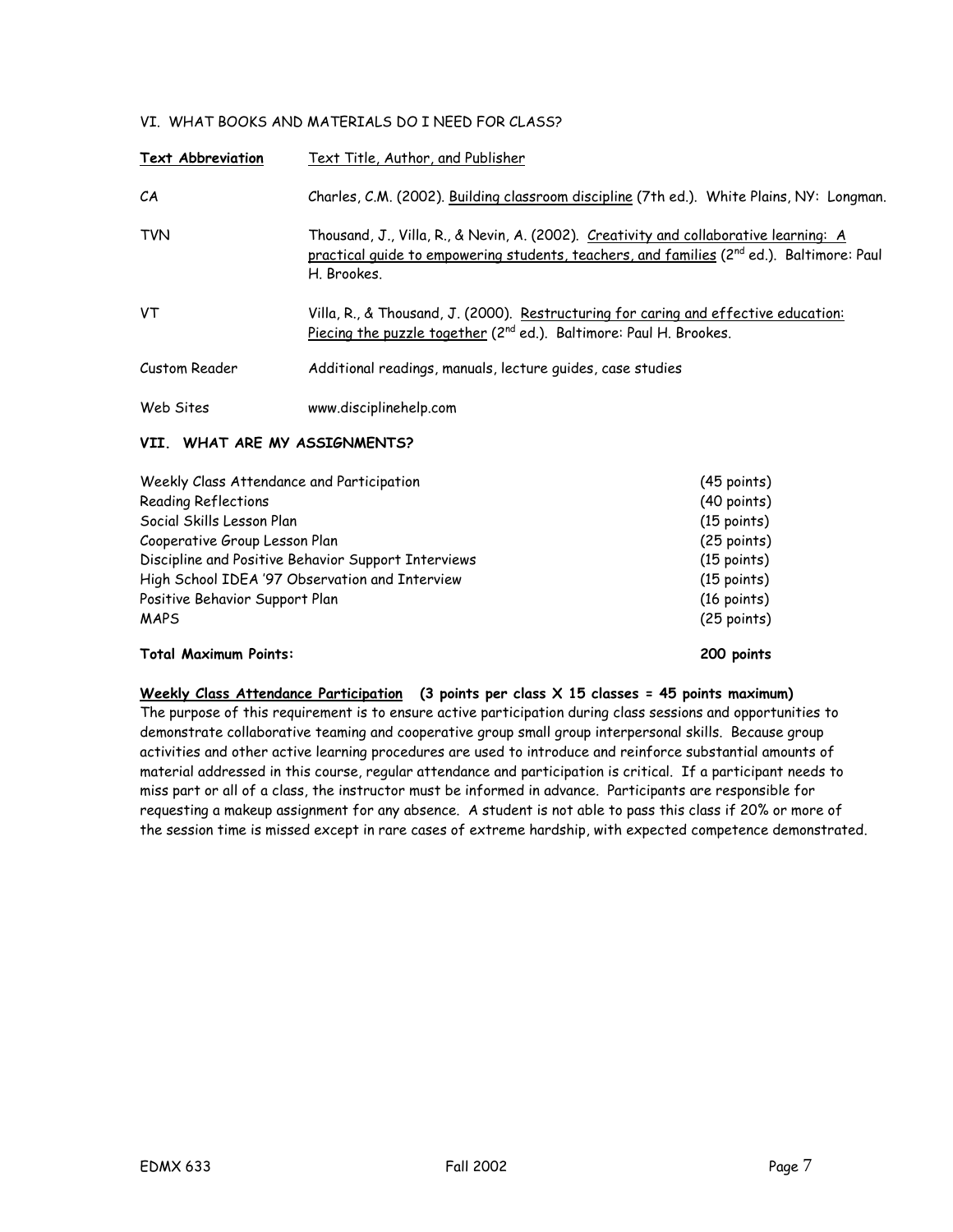## VI. WHAT BOOKS AND MATERIALS DO I NEED FOR CLASS?

| **Text Abbreviation** | Text Title, Author, and Publisher |
|---|---|
| CA | Charles, C.M. (2002). Building classroom discipline (7th ed.). White Plains, NY: Longman. |
| TVN | Thousand, J., Villa, R., & Nevin, A. (2002). Creativity and collaborative learning: A practical guide to empowering students, teachers, and families (2nd ed.). Baltimore: Paul H. Brookes. |
| VT | Villa, R., & Thousand, J. (2000). Restructuring for caring and effective education: Piecing the puzzle together (2nd ed.). Baltimore: Paul H. Brookes. |
| Custom Reader | Additional readings, manuals, lecture guides, case studies |
| Web Sites | www.disciplinehelp.com |

## VII. WHAT ARE MY ASSIGNMENTS?

| | |
|---|---|
| Weekly Class Attendance and Participation | (45 points) |
| Reading Reflections | (40 points) |
| Social Skills Lesson Plan | (15 points) |
| Cooperative Group Lesson Plan | (25 points) |
| Discipline and Positive Behavior Support Interviews | (15 points) |
| High School IDEA '97 Observation and Interview | (15 points) |
| Positive Behavior Support Plan | (16 points) |
| MAPS | (25 points) |
| **Total Maximum Points:** | **200 points** |

**Weekly Class Attendance Participation (3 points per class X 15 classes = 45 points maximum)**
The purpose of this requirement is to ensure active participation during class sessions and opportunities to demonstrate collaborative teaming and cooperative group small group interpersonal skills. Because group activities and other active learning procedures are used to introduce and reinforce substantial amounts of material addressed in this course, regular attendance and participation is critical. If a participant needs to miss part or all of a class, the instructor must be informed in advance. Participants are responsible for requesting a makeup assignment for any absence. A student is not able to pass this class if 20% or more of the session time is missed except in rare cases of extreme hardship, with expected competence demonstrated.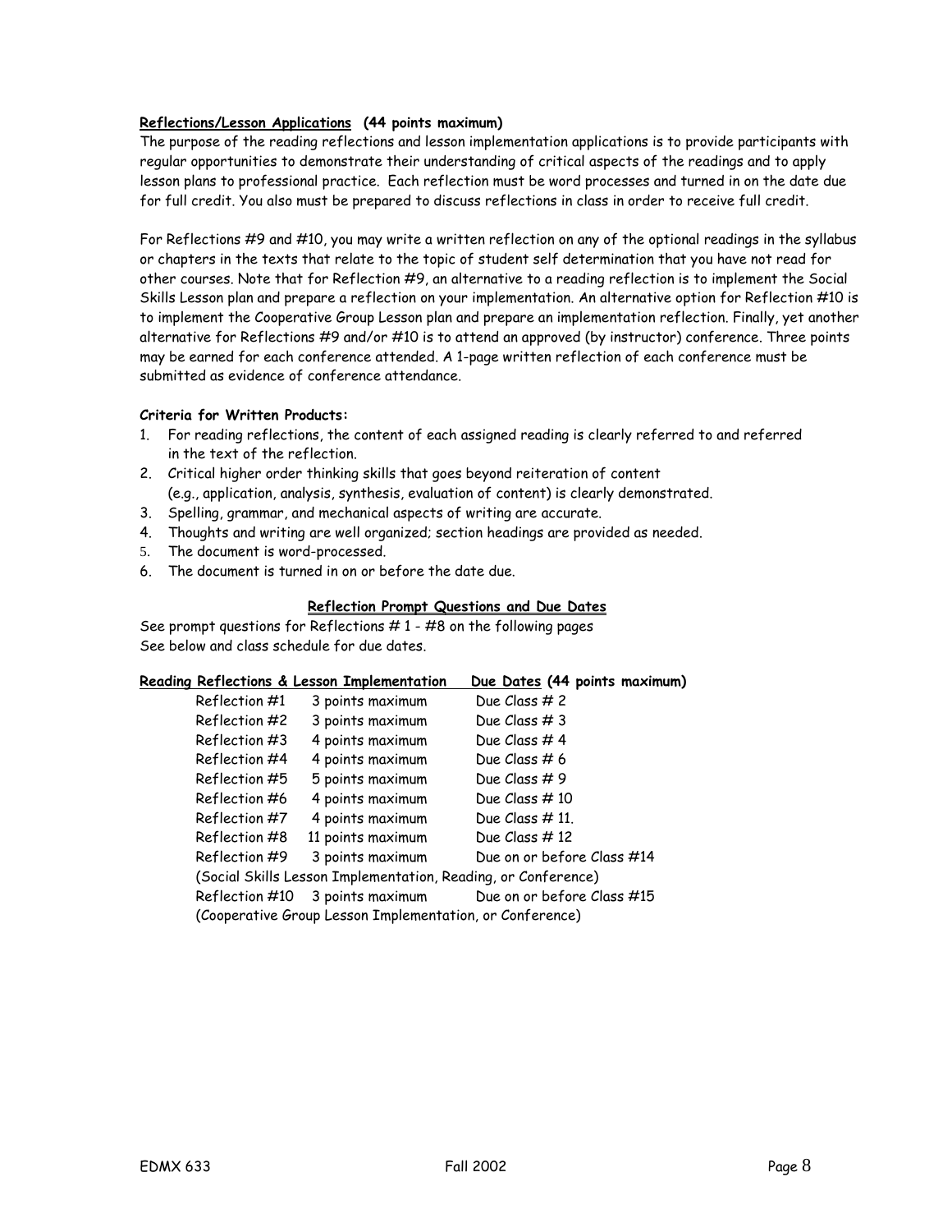**<u>Reflections/Lesson Applications</u> (44 points maximum)**

The purpose of the reading reflections and lesson implementation applications is to provide participants with regular opportunities to demonstrate their understanding of critical aspects of the readings and to apply lesson plans to professional practice. Each reflection must be word processes and turned in on the date due for full credit. You also must be prepared to discuss reflections in class in order to receive full credit.

For Reflections #9 and #10, you may write a written reflection on any of the optional readings in the syllabus or chapters in the texts that relate to the topic of student self determination that you have not read for other courses. Note that for Reflection #9, an alternative to a reading reflection is to implement the Social Skills Lesson plan and prepare a reflection on your implementation. An alternative option for Reflection #10 is to implement the Cooperative Group Lesson plan and prepare an implementation reflection. Finally, yet another alternative for Reflections #9 and/or #10 is to attend an approved (by instructor) conference. Three points may be earned for each conference attended. A 1-page written reflection of each conference must be submitted as evidence of conference attendance.

**Criteria for Written Products:**

1. For reading reflections, the content of each assigned reading is clearly referred to and referred in the text of the reflection.
2. Critical higher order thinking skills that goes beyond reiteration of content (e.g., application, analysis, synthesis, evaluation of content) is clearly demonstrated.
3. Spelling, grammar, and mechanical aspects of writing are accurate.
4. Thoughts and writing are well organized; section headings are provided as needed.
5. The document is word-processed.
6. The document is turned in on or before the date due.

**<u>Reflection Prompt Questions and Due Dates</u>**

See prompt questions for Reflections # 1 - #8 on the following pages
See below and class schedule for due dates.

| **<u>Reading Reflections & Lesson Implementation</u>** | | **<u>Due Dates</u> (44 points maximum)** |
|---|---|---|
| Reflection #1 | 3 points maximum | Due Class # 2 |
| Reflection #2 | 3 points maximum | Due Class # 3 |
| Reflection #3 | 4 points maximum | Due Class # 4 |
| Reflection #4 | 4 points maximum | Due Class # 6 |
| Reflection #5 | 5 points maximum | Due Class # 9 |
| Reflection #6 | 4 points maximum | Due Class # 10 |
| Reflection #7 | 4 points maximum | Due Class # 11. |
| Reflection #8 | 11 points maximum | Due Class # 12 |
| Reflection #9 | 3 points maximum | Due on or before Class #14 |
| (Social Skills Lesson Implementation, Reading, or Conference) | | |
| Reflection #10 | 3 points maximum | Due on or before Class #15 |
| (Cooperative Group Lesson Implementation, or Conference) | | |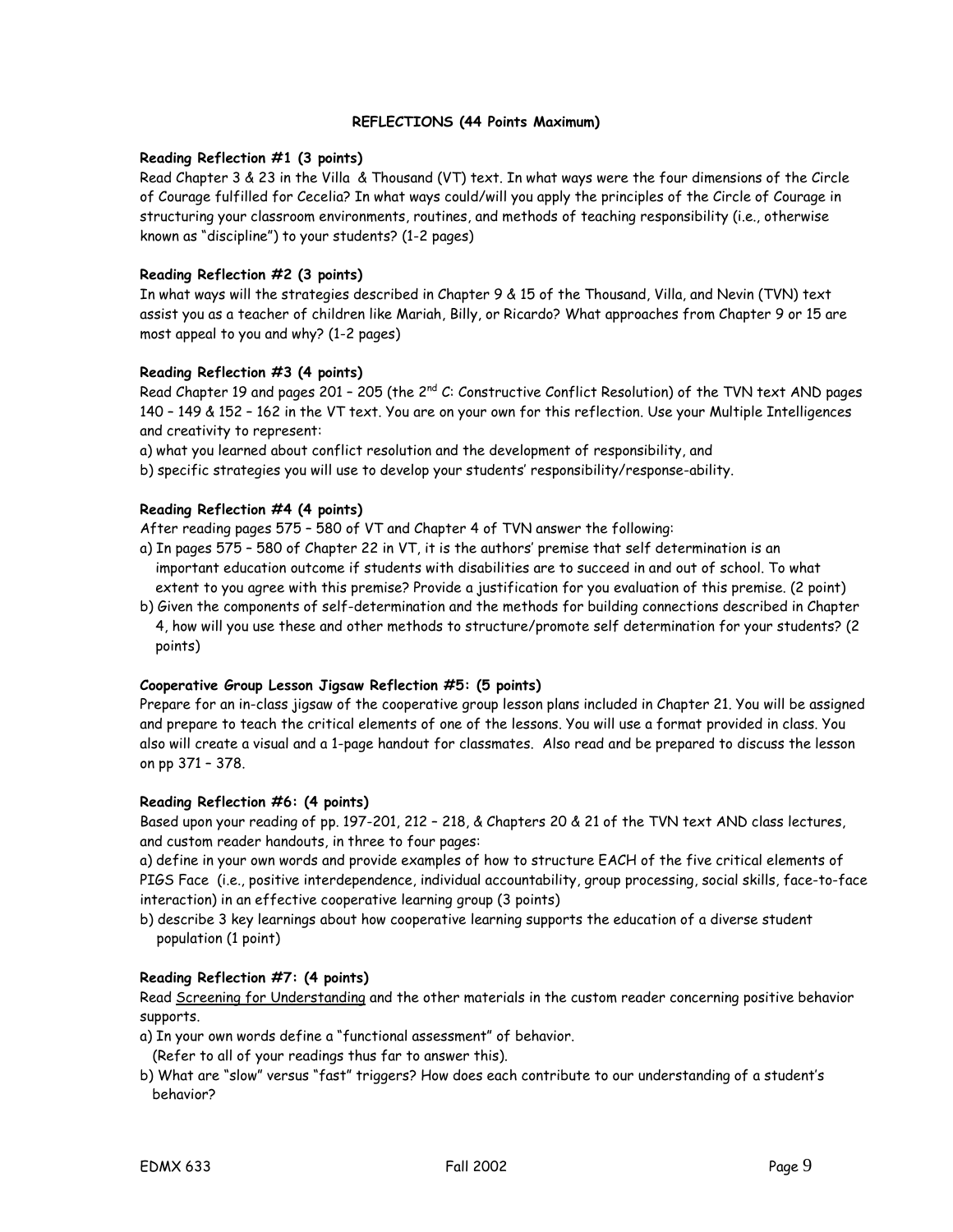**REFLECTIONS (44 Points Maximum)**

**Reading Reflection #1 (3 points)**

Read Chapter 3 & 23 in the Villa & Thousand (VT) text. In what ways were the four dimensions of the Circle of Courage fulfilled for Cecelia? In what ways could/will you apply the principles of the Circle of Courage in structuring your classroom environments, routines, and methods of teaching responsibility (i.e., otherwise known as "discipline") to your students? (1-2 pages)

**Reading Reflection #2 (3 points)**

In what ways will the strategies described in Chapter 9 & 15 of the Thousand, Villa, and Nevin (TVN) text assist you as a teacher of children like Mariah, Billy, or Ricardo? What approaches from Chapter 9 or 15 are most appeal to you and why? (1-2 pages)

**Reading Reflection #3 (4 points)**

Read Chapter 19 and pages 201 – 205 (the 2nd C: Constructive Conflict Resolution) of the TVN text AND pages 140 – 149 & 152 – 162 in the VT text. You are on your own for this reflection. Use your Multiple Intelligences and creativity to represent:

a) what you learned about conflict resolution and the development of responsibility, and

b) specific strategies you will use to develop your students' responsibility/response-ability.

**Reading Reflection #4 (4 points)**

After reading pages 575 – 580 of VT and Chapter 4 of TVN answer the following:

a) In pages 575 – 580 of Chapter 22 in VT, it is the authors' premise that self determination is an important education outcome if students with disabilities are to succeed in and out of school. To what extent to you agree with this premise? Provide a justification for you evaluation of this premise. (2 point)

b) Given the components of self-determination and the methods for building connections described in Chapter 4, how will you use these and other methods to structure/promote self determination for your students? (2 points)

**Cooperative Group Lesson Jigsaw Reflection #5: (5 points)**

Prepare for an in-class jigsaw of the cooperative group lesson plans included in Chapter 21. You will be assigned and prepare to teach the critical elements of one of the lessons. You will use a format provided in class. You also will create a visual and a 1-page handout for classmates. Also read and be prepared to discuss the lesson on pp 371 – 378.

**Reading Reflection #6: (4 points)**

Based upon your reading of pp. 197-201, 212 – 218, & Chapters 20 & 21 of the TVN text AND class lectures, and custom reader handouts, in three to four pages:

a) define in your own words and provide examples of how to structure EACH of the five critical elements of PIGS Face (i.e., positive interdependence, individual accountability, group processing, social skills, face-to-face interaction) in an effective cooperative learning group (3 points)

b) describe 3 key learnings about how cooperative learning supports the education of a diverse student population (1 point)

**Reading Reflection #7: (4 points)**

Read Screening for Understanding and the other materials in the custom reader concerning positive behavior supports.

a) In your own words define a "functional assessment" of behavior.
(Refer to all of your readings thus far to answer this).

b) What are "slow" versus "fast" triggers? How does each contribute to our understanding of a student's behavior?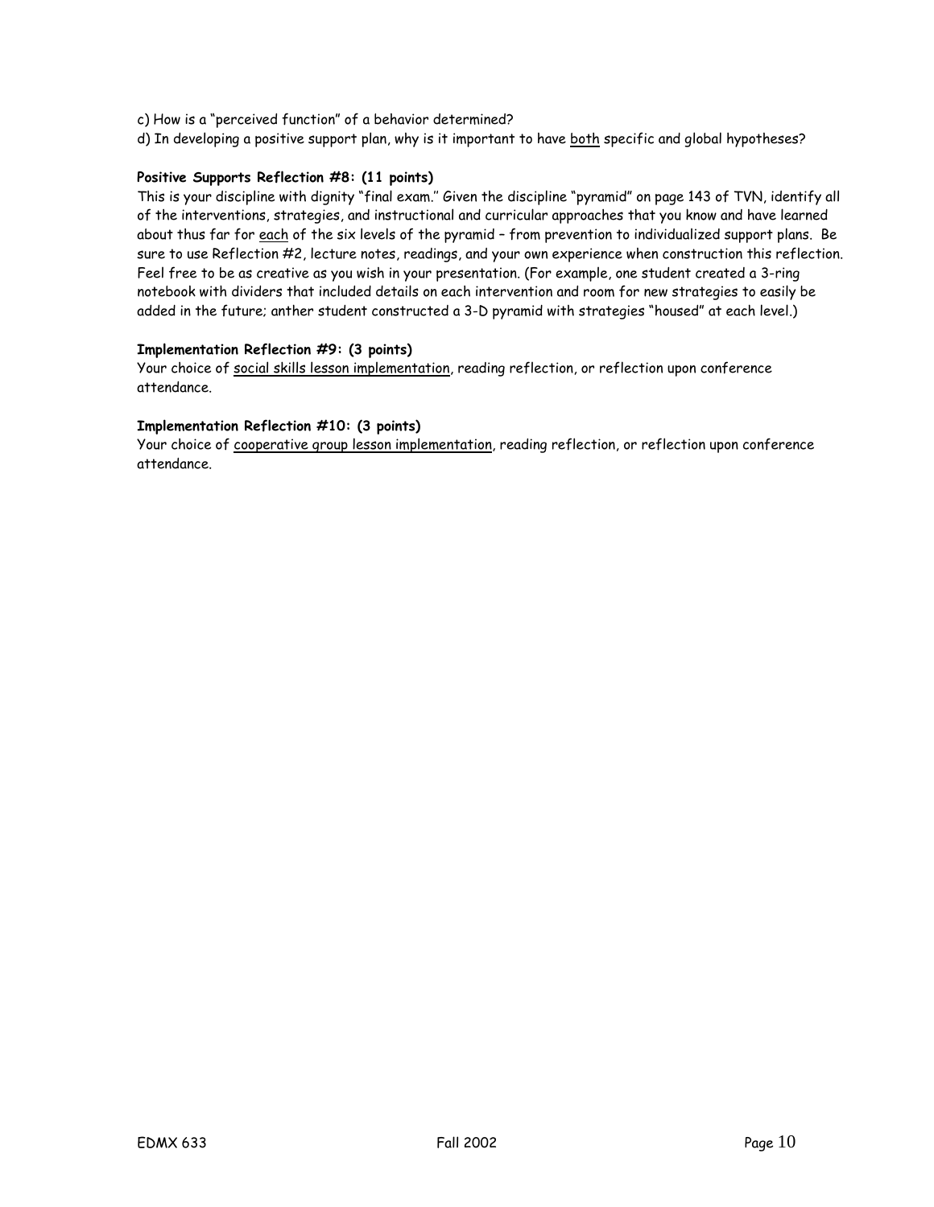c) How is a "perceived function" of a behavior determined?

d) In developing a positive support plan, why is it important to have <u>both</u> specific and global hypotheses?

**Positive Supports Reflection #8: (11 points)**

This is your discipline with dignity "final exam." Given the discipline "pyramid" on page 143 of TVN, identify all of the interventions, strategies, and instructional and curricular approaches that you know and have learned about thus far for <u>each</u> of the six levels of the pyramid – from prevention to individualized support plans. Be sure to use Reflection #2, lecture notes, readings, and your own experience when construction this reflection. Feel free to be as creative as you wish in your presentation. (For example, one student created a 3-ring notebook with dividers that included details on each intervention and room for new strategies to easily be added in the future; anther student constructed a 3-D pyramid with strategies "housed" at each level.)

**Implementation Reflection #9: (3 points)**

Your choice of <u>social skills lesson implementation</u>, reading reflection, or reflection upon conference attendance.

**Implementation Reflection #10: (3 points)**

Your choice of <u>cooperative group lesson implementation</u>, reading reflection, or reflection upon conference attendance.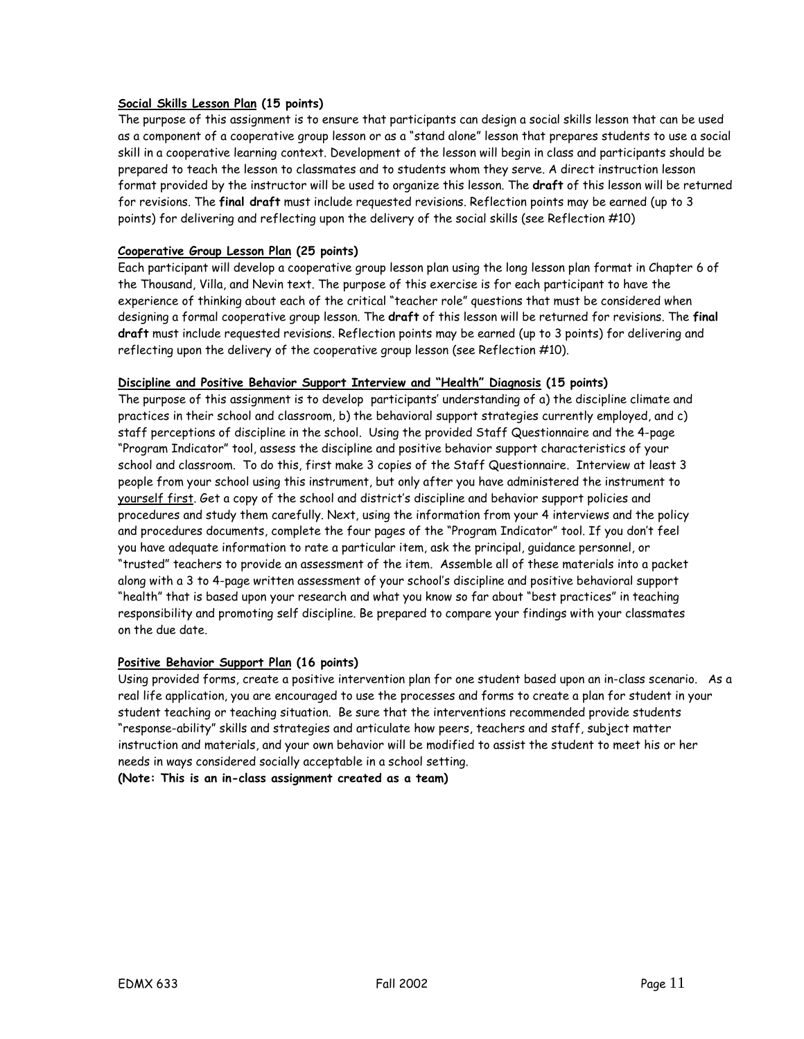**Social Skills Lesson Plan (15 points)**

The purpose of this assignment is to ensure that participants can design a social skills lesson that can be used as a component of a cooperative group lesson or as a "stand alone" lesson that prepares students to use a social skill in a cooperative learning context. Development of the lesson will begin in class and participants should be prepared to teach the lesson to classmates and to students whom they serve. A direct instruction lesson format provided by the instructor will be used to organize this lesson. The **draft** of this lesson will be returned for revisions. The **final draft** must include requested revisions. Reflection points may be earned (up to 3 points) for delivering and reflecting upon the delivery of the social skills (see Reflection #10)

**Cooperative Group Lesson Plan (25 points)**

Each participant will develop a cooperative group lesson plan using the long lesson plan format in Chapter 6 of the Thousand, Villa, and Nevin text. The purpose of this exercise is for each participant to have the experience of thinking about each of the critical "teacher role" questions that must be considered when designing a formal cooperative group lesson. The **draft** of this lesson will be returned for revisions. The **final draft** must include requested revisions. Reflection points may be earned (up to 3 points) for delivering and reflecting upon the delivery of the cooperative group lesson (see Reflection #10).

**Discipline and Positive Behavior Support Interview and "Health" Diagnosis (15 points)**

The purpose of this assignment is to develop participants' understanding of a) the discipline climate and practices in their school and classroom, b) the behavioral support strategies currently employed, and c) staff perceptions of discipline in the school. Using the provided Staff Questionnaire and the 4-page "Program Indicator" tool, assess the discipline and positive behavior support characteristics of your school and classroom. To do this, first make 3 copies of the Staff Questionnaire. Interview at least 3 people from your school using this instrument, but only after you have administered the instrument to yourself first. Get a copy of the school and district's discipline and behavior support policies and procedures and study them carefully. Next, using the information from your 4 interviews and the policy and procedures documents, complete the four pages of the "Program Indicator" tool. If you don't feel you have adequate information to rate a particular item, ask the principal, guidance personnel, or "trusted" teachers to provide an assessment of the item. Assemble all of these materials into a packet along with a 3 to 4-page written assessment of your school's discipline and positive behavioral support "health" that is based upon your research and what you know so far about "best practices" in teaching responsibility and promoting self discipline. Be prepared to compare your findings with your classmates on the due date.

**Positive Behavior Support Plan (16 points)**

Using provided forms, create a positive intervention plan for one student based upon an in-class scenario. As a real life application, you are encouraged to use the processes and forms to create a plan for student in your student teaching or teaching situation. Be sure that the interventions recommended provide students "response-ability" skills and strategies and articulate how peers, teachers and staff, subject matter instruction and materials, and your own behavior will be modified to assist the student to meet his or her needs in ways considered socially acceptable in a school setting.

**(Note: This is an in-class assignment created as a team)**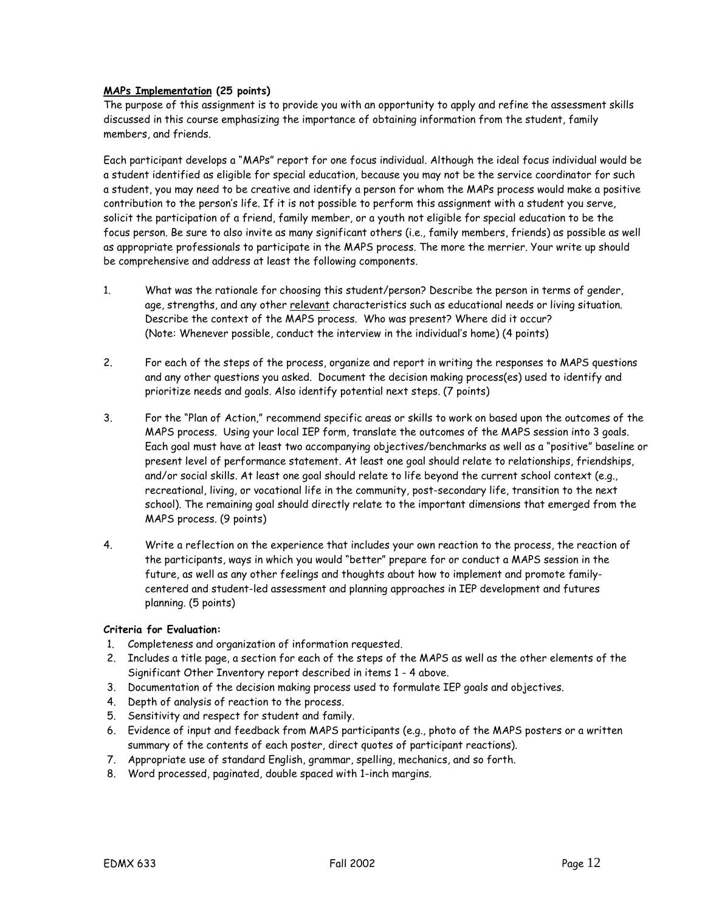**<u>MAPs Implementation</u> (25 points)**

The purpose of this assignment is to provide you with an opportunity to apply and refine the assessment skills discussed in this course emphasizing the importance of obtaining information from the student, family members, and friends.

Each participant develops a "MAPs" report for one focus individual. Although the ideal focus individual would be a student identified as eligible for special education, because you may not be the service coordinator for such a student, you may need to be creative and identify a person for whom the MAPs process would make a positive contribution to the person's life. If it is not possible to perform this assignment with a student you serve, solicit the participation of a friend, family member, or a youth not eligible for special education to be the focus person. Be sure to also invite as many significant others (i.e., family members, friends) as possible as well as appropriate professionals to participate in the MAPS process. The more the merrier. Your write up should be comprehensive and address at least the following components.

1. What was the rationale for choosing this student/person? Describe the person in terms of gender, age, strengths, and any other <u>relevant</u> characteristics such as educational needs or living situation. Describe the context of the MAPS process. Who was present? Where did it occur? (Note: Whenever possible, conduct the interview in the individual's home) (4 points)

2. For each of the steps of the process, organize and report in writing the responses to MAPS questions and any other questions you asked. Document the decision making process(es) used to identify and prioritize needs and goals. Also identify potential next steps. (7 points)

3. For the "Plan of Action," recommend specific areas or skills to work on based upon the outcomes of the MAPS process. Using your local IEP form, translate the outcomes of the MAPS session into 3 goals. Each goal must have at least two accompanying objectives/benchmarks as well as a "positive" baseline or present level of performance statement. At least one goal should relate to relationships, friendships, and/or social skills. At least one goal should relate to life beyond the current school context (e.g., recreational, living, or vocational life in the community, post-secondary life, transition to the next school). The remaining goal should directly relate to the important dimensions that emerged from the MAPS process. (9 points)

4. Write a reflection on the experience that includes your own reaction to the process, the reaction of the participants, ways in which you would "better" prepare for or conduct a MAPS session in the future, as well as any other feelings and thoughts about how to implement and promote family-centered and student-led assessment and planning approaches in IEP development and futures planning. (5 points)

**Criteria for Evaluation:**

1. Completeness and organization of information requested.
2. Includes a title page, a section for each of the steps of the MAPS as well as the other elements of the Significant Other Inventory report described in items 1 - 4 above.
3. Documentation of the decision making process used to formulate IEP goals and objectives.
4. Depth of analysis of reaction to the process.
5. Sensitivity and respect for student and family.
6. Evidence of input and feedback from MAPS participants (e.g., photo of the MAPS posters or a written summary of the contents of each poster, direct quotes of participant reactions).
7. Appropriate use of standard English, grammar, spelling, mechanics, and so forth.
8. Word processed, paginated, double spaced with 1-inch margins.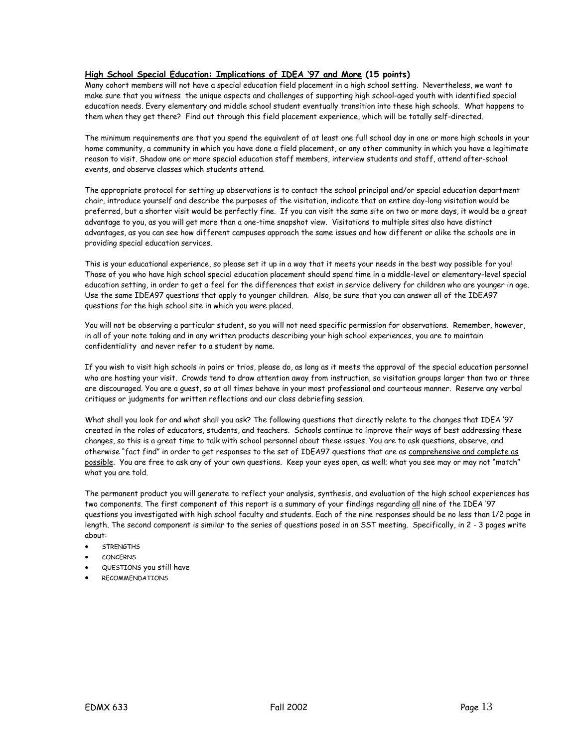**<u>High School Special Education: Implications of IDEA '97 and More</u> (15 points)**

Many cohort members will not have a special education field placement in a high school setting. Nevertheless, we want to make sure that you witness the unique aspects and challenges of supporting high school-aged youth with identified special education needs. Every elementary and middle school student eventually transition into these high schools. What happens to them when they get there? Find out through this field placement experience, which will be totally self-directed.

The minimum requirements are that you spend the equivalent of at least one full school day in one or more high schools in your home community, a community in which you have done a field placement, or any other community in which you have a legitimate reason to visit. Shadow one or more special education staff members, interview students and staff, attend after-school events, and observe classes which students attend.

The appropriate protocol for setting up observations is to contact the school principal and/or special education department chair, introduce yourself and describe the purposes of the visitation, indicate that an entire day-long visitation would be preferred, but a shorter visit would be perfectly fine. If you can visit the same site on two or more days, it would be a great advantage to you, as you will get more than a one-time snapshot view. Visitations to multiple sites also have distinct advantages, as you can see how different campuses approach the same issues and how different or alike the schools are in providing special education services.

This is your educational experience, so please set it up in a way that it meets your needs in the best way possible for you! Those of you who have high school special education placement should spend time in a middle-level or elementary-level special education setting, in order to get a feel for the differences that exist in service delivery for children who are younger in age. Use the same IDEA97 questions that apply to younger children. Also, be sure that you can answer all of the IDEA97 questions for the high school site in which you were placed.

You will not be observing a particular student, so you will not need specific permission for observations. Remember, however, in all of your note taking and in any written products describing your high school experiences, you are to maintain confidentiality and never refer to a student by name.

If you wish to visit high schools in pairs or trios, please do, as long as it meets the approval of the special education personnel who are hosting your visit. Crowds tend to draw attention away from instruction, so visitation groups larger than two or three are discouraged. You are a guest, so at all times behave in your most professional and courteous manner. Reserve any verbal critiques or judgments for written reflections and our class debriefing session.

What shall you look for and what shall you ask? The following questions that directly relate to the changes that IDEA '97 created in the roles of educators, students, and teachers. Schools continue to improve their ways of best addressing these changes, so this is a great time to talk with school personnel about these issues. You are to ask questions, observe, and otherwise "fact find" in order to get responses to the set of IDEA97 questions that are as <u>comprehensive and complete as possible</u>. You are free to ask any of your own questions. Keep your eyes open, as well; what you see may or may not "match" what you are told.

The permanent product you will generate to reflect your analysis, synthesis, and evaluation of the high school experiences has two components. The first component of this report is a summary of your findings regarding <u>all</u> nine of the IDEA '97 questions you investigated with high school faculty and students. Each of the nine responses should be no less than 1/2 page in length. The second component is similar to the series of questions posed in an SST meeting. Specifically, in 2 - 3 pages write about:

- STRENGTHS
- CONCERNS
- QUESTIONS you still have
- RECOMMENDATIONS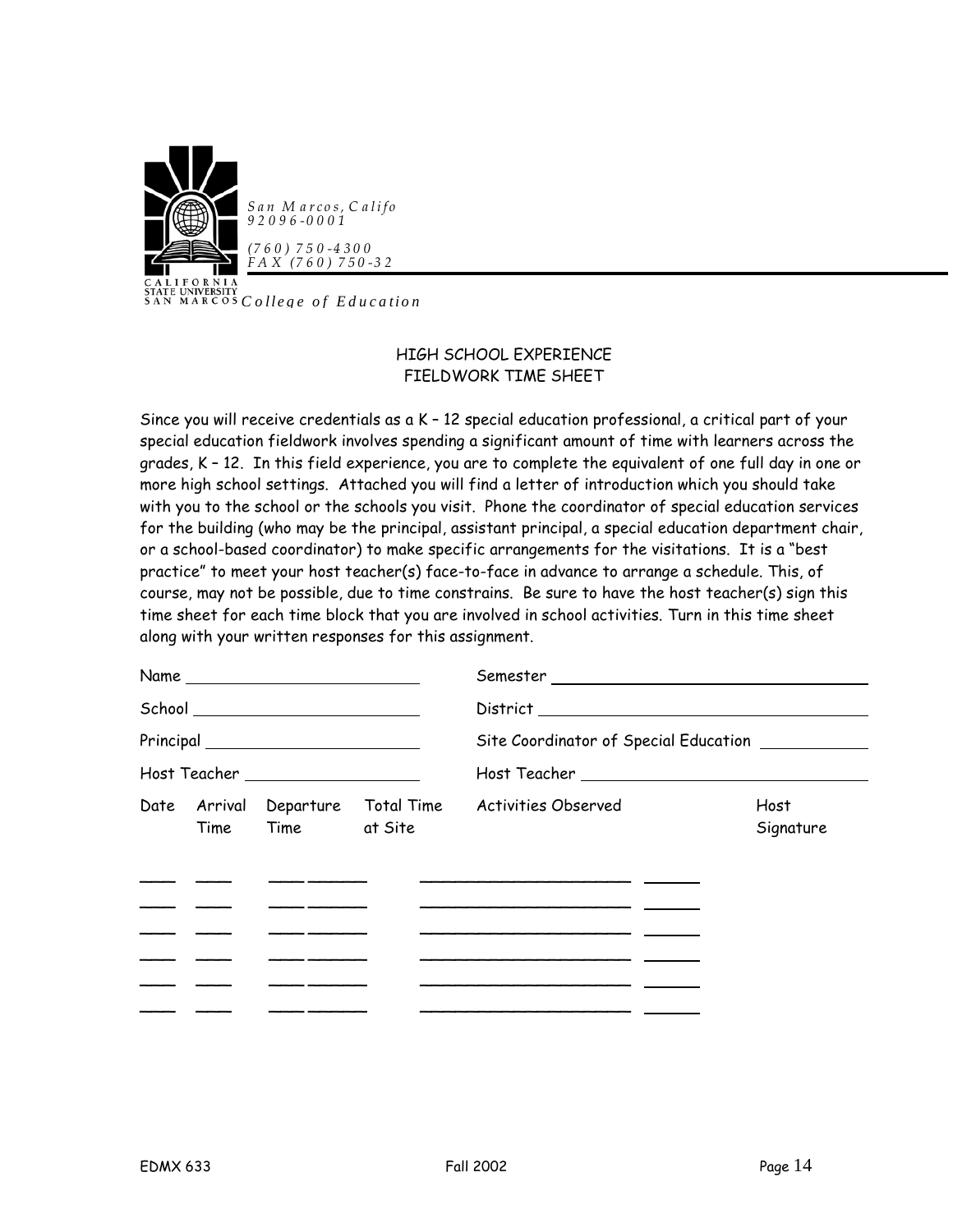*San Marcos, Califo*
*92096-0001*

*(760) 750-4300*
*FAX (760) 750-32*

CALIFORNIA STATE UNIVERSITY SAN MARCOS *College of Education*

## HIGH SCHOOL EXPERIENCE
## FIELDWORK TIME SHEET

Since you will receive credentials as a K – 12 special education professional, a critical part of your special education fieldwork involves spending a significant amount of time with learners across the grades, K – 12. In this field experience, you are to complete the equivalent of one full day in one or more high school settings. Attached you will find a letter of introduction which you should take with you to the school or the schools you visit. Phone the coordinator of special education services for the building (who may be the principal, assistant principal, a special education department chair, or a school-based coordinator) to make specific arrangements for the visitations. It is a "best practice" to meet your host teacher(s) face-to-face in advance to arrange a schedule. This, of course, may not be possible, due to time constrains. Be sure to have the host teacher(s) sign this time sheet for each time block that you are involved in school activities. Turn in this time sheet along with your written responses for this assignment.

Name ________________________ Semester ________________________________

School ________________________ District ________________________________

Principal ______________________ Site Coordinator of Special Education __________

Host Teacher ___________________ Host Teacher _____________________________

| Date | Arrival Time | Departure Time | Total Time at Site | Activities Observed | Host Signature |
|---|---|---|---|---|---|
| | | | | | |
| | | | | | |
| | | | | | |
| | | | | | |
| | | | | | |
| | | | | | |

EDMX 633 Fall 2002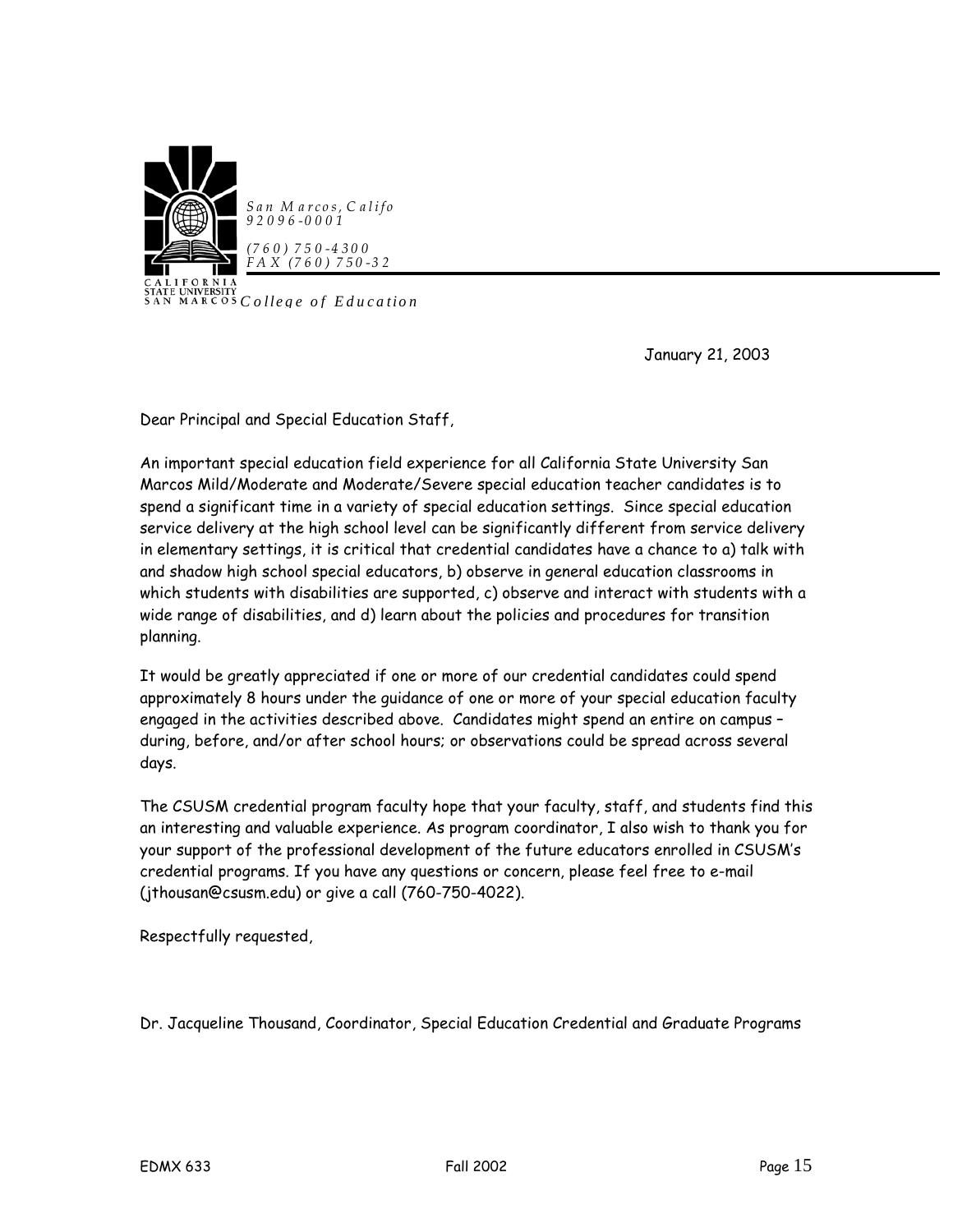CALIFORNIA STATE UNIVERSITY SAN MARCOS

*San Marcos, Califo*
*92096-0001*

*(760) 750-4300*
*FAX (760) 750-32*

*College of Education*

January 21, 2003

Dear Principal and Special Education Staff,

An important special education field experience for all California State University San Marcos Mild/Moderate and Moderate/Severe special education teacher candidates is to spend a significant time in a variety of special education settings. Since special education service delivery at the high school level can be significantly different from service delivery in elementary settings, it is critical that credential candidates have a chance to a) talk with and shadow high school special educators, b) observe in general education classrooms in which students with disabilities are supported, c) observe and interact with students with a wide range of disabilities, and d) learn about the policies and procedures for transition planning.

It would be greatly appreciated if one or more of our credential candidates could spend approximately 8 hours under the guidance of one or more of your special education faculty engaged in the activities described above. Candidates might spend an entire on campus – during, before, and/or after school hours; or observations could be spread across several days.

The CSUSM credential program faculty hope that your faculty, staff, and students find this an interesting and valuable experience. As program coordinator, I also wish to thank you for your support of the professional development of the future educators enrolled in CSUSM's credential programs. If you have any questions or concern, please feel free to e-mail (jthousan@csusm.edu) or give a call (760-750-4022).

Respectfully requested,

Dr. Jacqueline Thousand, Coordinator, Special Education Credential and Graduate Programs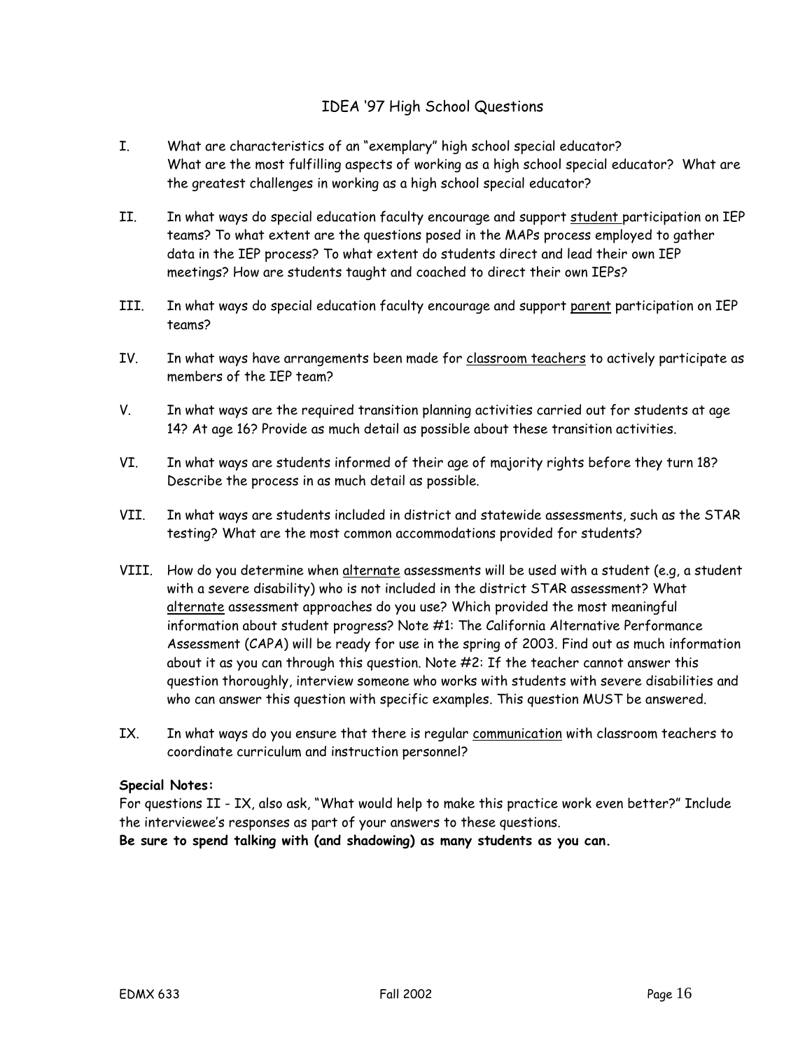# IDEA '97 High School Questions

I. What are characteristics of an "exemplary" high school special educator? What are the most fulfilling aspects of working as a high school special educator? What are the greatest challenges in working as a high school special educator?

II. In what ways do special education faculty encourage and support <u>student</u> participation on IEP teams? To what extent are the questions posed in the MAPs process employed to gather data in the IEP process? To what extent do students direct and lead their own IEP meetings? How are students taught and coached to direct their own IEPs?

III. In what ways do special education faculty encourage and support <u>parent</u> participation on IEP teams?

IV. In what ways have arrangements been made for <u>classroom teachers</u> to actively participate as members of the IEP team?

V. In what ways are the required transition planning activities carried out for students at age 14? At age 16? Provide as much detail as possible about these transition activities.

VI. In what ways are students informed of their age of majority rights before they turn 18? Describe the process in as much detail as possible.

VII. In what ways are students included in district and statewide assessments, such as the STAR testing? What are the most common accommodations provided for students?

VIII. How do you determine when <u>alternate</u> assessments will be used with a student (e.g, a student with a severe disability) who is not included in the district STAR assessment? What <u>alternate</u> assessment approaches do you use? Which provided the most meaningful information about student progress? Note #1: The California Alternative Performance Assessment (CAPA) will be ready for use in the spring of 2003. Find out as much information about it as you can through this question. Note #2: If the teacher cannot answer this question thoroughly, interview someone who works with students with severe disabilities and who can answer this question with specific examples. This question MUST be answered.

IX. In what ways do you ensure that there is regular <u>communication</u> with classroom teachers to coordinate curriculum and instruction personnel?

**Special Notes:**

For questions II - IX, also ask, "What would help to make this practice work even better?" Include the interviewee's responses as part of your answers to these questions.

**Be sure to spend talking with (and shadowing) as many students as you can.**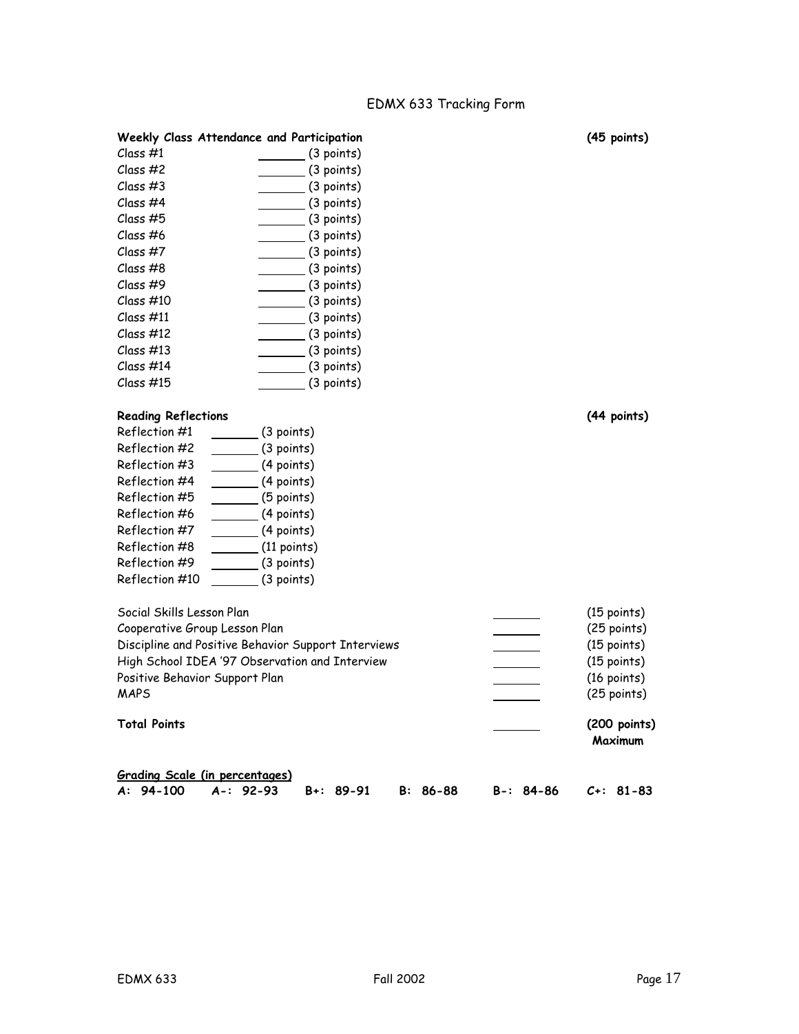# EDMX 633 Tracking Form

**Weekly Class Attendance and Participation** **(45 points)**

| | | |
|---|---|---|
| Class #1 | _______ | (3 points) |
| Class #2 | _______ | (3 points) |
| Class #3 | _______ | (3 points) |
| Class #4 | _______ | (3 points) |
| Class #5 | _______ | (3 points) |
| Class #6 | _______ | (3 points) |
| Class #7 | _______ | (3 points) |
| Class #8 | _______ | (3 points) |
| Class #9 | _______ | (3 points) |
| Class #10 | _______ | (3 points) |
| Class #11 | _______ | (3 points) |
| Class #12 | _______ | (3 points) |
| Class #13 | _______ | (3 points) |
| Class #14 | _______ | (3 points) |
| Class #15 | _______ | (3 points) |

**Reading Reflections** **(44 points)**

| | | |
|---|---|---|
| Reflection #1 | _______ | (3 points) |
| Reflection #2 | _______ | (3 points) |
| Reflection #3 | _______ | (4 points) |
| Reflection #4 | _______ | (4 points) |
| Reflection #5 | _______ | (5 points) |
| Reflection #6 | _______ | (4 points) |
| Reflection #7 | _______ | (4 points) |
| Reflection #8 | _______ | (11 points) |
| Reflection #9 | _______ | (3 points) |
| Reflection #10 | _______ | (3 points) |

| | | |
|---|---|---|
| Social Skills Lesson Plan | _______ | (15 points) |
| Cooperative Group Lesson Plan | _______ | (25 points) |
| Discipline and Positive Behavior Support Interviews | _______ | (15 points) |
| High School IDEA '97 Observation and Interview | _______ | (15 points) |
| Positive Behavior Support Plan | _______ | (16 points) |
| MAPS | _______ | (25 points) |
| **Total Points** | _______ | **(200 points) Maximum** |

__**Grading Scale (in percentages)**__

| | | | | | |
|---|---|---|---|---|---|
| **A: 94-100** | **A-: 92-93** | **B+: 89-91** | **B: 86-88** | **B-: 84-86** | **C+: 81-83** |